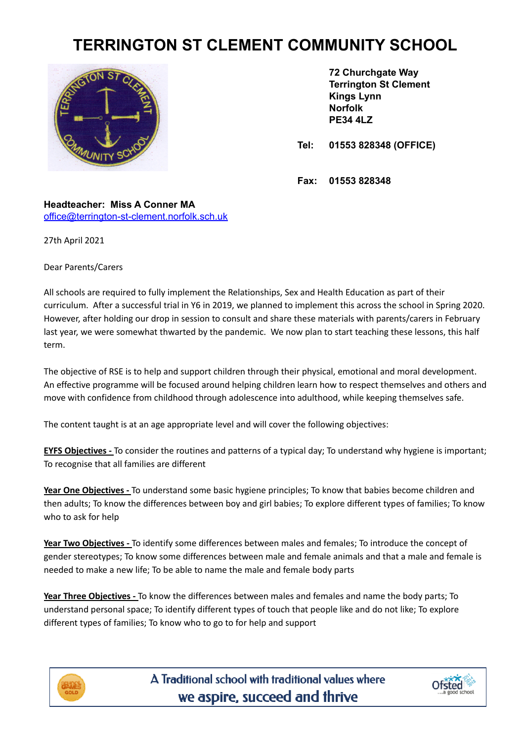# TERRINGTON ST CLEMENT COMMUNITY SCHOOL

**72 Churchgate Way**
**Terrington St Clement**
**Kings Lynn**
**Norfolk**
**PE34 4LZ**

**Tel: 01553 828348 (OFFICE)**

**Fax: 01553 828348**

**Headteacher: Miss A Conner MA**
office@terrington-st-clement.norfolk.sch.uk

27th April 2021

Dear Parents/Carers

All schools are required to fully implement the Relationships, Sex and Health Education as part of their curriculum. After a successful trial in Y6 in 2019, we planned to implement this across the school in Spring 2020. However, after holding our drop in session to consult and share these materials with parents/carers in February last year, we were somewhat thwarted by the pandemic. We now plan to start teaching these lessons, this half term.

The objective of RSE is to help and support children through their physical, emotional and moral development. An effective programme will be focused around helping children learn how to respect themselves and others and move with confidence from childhood through adolescence into adulthood, while keeping themselves safe.

The content taught is at an age appropriate level and will cover the following objectives:

**EYFS Objectives -** To consider the routines and patterns of a typical day; To understand why hygiene is important; To recognise that all families are different

**Year One Objectives -** To understand some basic hygiene principles; To know that babies become children and then adults; To know the differences between boy and girl babies; To explore different types of families; To know who to ask for help

**Year Two Objectives -** To identify some differences between males and females; To introduce the concept of gender stereotypes; To know some differences between male and female animals and that a male and female is needed to make a new life; To be able to name the male and female body parts

**Year Three Objectives -** To know the differences between males and females and name the body parts; To understand personal space; To identify different types of touch that people like and do not like; To explore different types of families; To know who to go to for help and support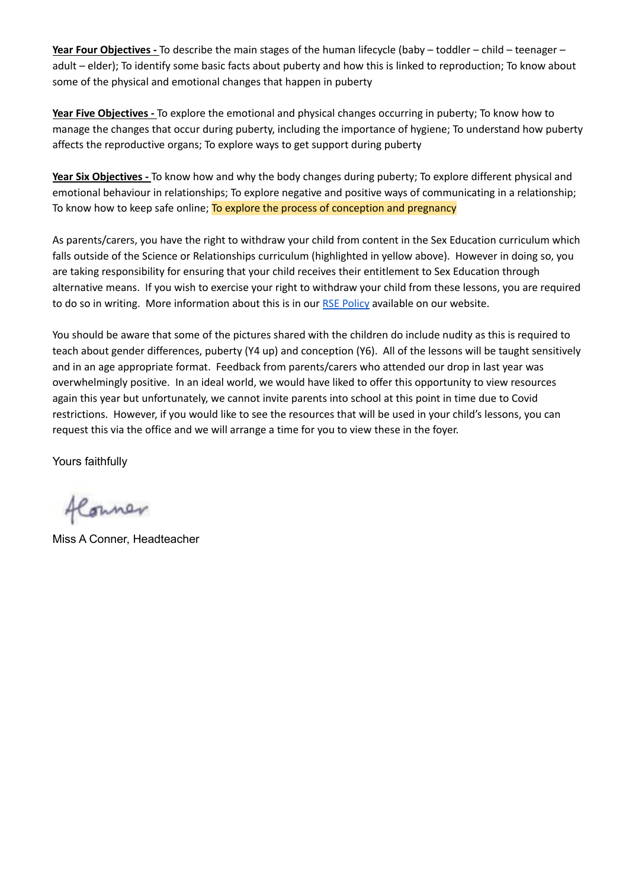**Year Four Objectives -** To describe the main stages of the human lifecycle (baby – toddler – child – teenager – adult – elder); To identify some basic facts about puberty and how this is linked to reproduction; To know about some of the physical and emotional changes that happen in puberty

**Year Five Objectives -** To explore the emotional and physical changes occurring in puberty; To know how to manage the changes that occur during puberty, including the importance of hygiene; To understand how puberty affects the reproductive organs; To explore ways to get support during puberty

**Year Six Objectives -** To know how and why the body changes during puberty; To explore different physical and emotional behaviour in relationships; To explore negative and positive ways of communicating in a relationship; To know how to keep safe online; To explore the process of conception and pregnancy

As parents/carers, you have the right to withdraw your child from content in the Sex Education curriculum which falls outside of the Science or Relationships curriculum (highlighted in yellow above). However in doing so, you are taking responsibility for ensuring that your child receives their entitlement to Sex Education through alternative means. If you wish to exercise your right to withdraw your child from these lessons, you are required to do so in writing. More information about this is in our RSE Policy available on our website.

You should be aware that some of the pictures shared with the children do include nudity as this is required to teach about gender differences, puberty (Y4 up) and conception (Y6). All of the lessons will be taught sensitively and in an age appropriate format. Feedback from parents/carers who attended our drop in last year was overwhelmingly positive. In an ideal world, we would have liked to offer this opportunity to view resources again this year but unfortunately, we cannot invite parents into school at this point in time due to Covid restrictions. However, if you would like to see the resources that will be used in your child's lessons, you can request this via the office and we will arrange a time for you to view these in the foyer.

Yours faithfully

AConner

Miss A Conner, Headteacher